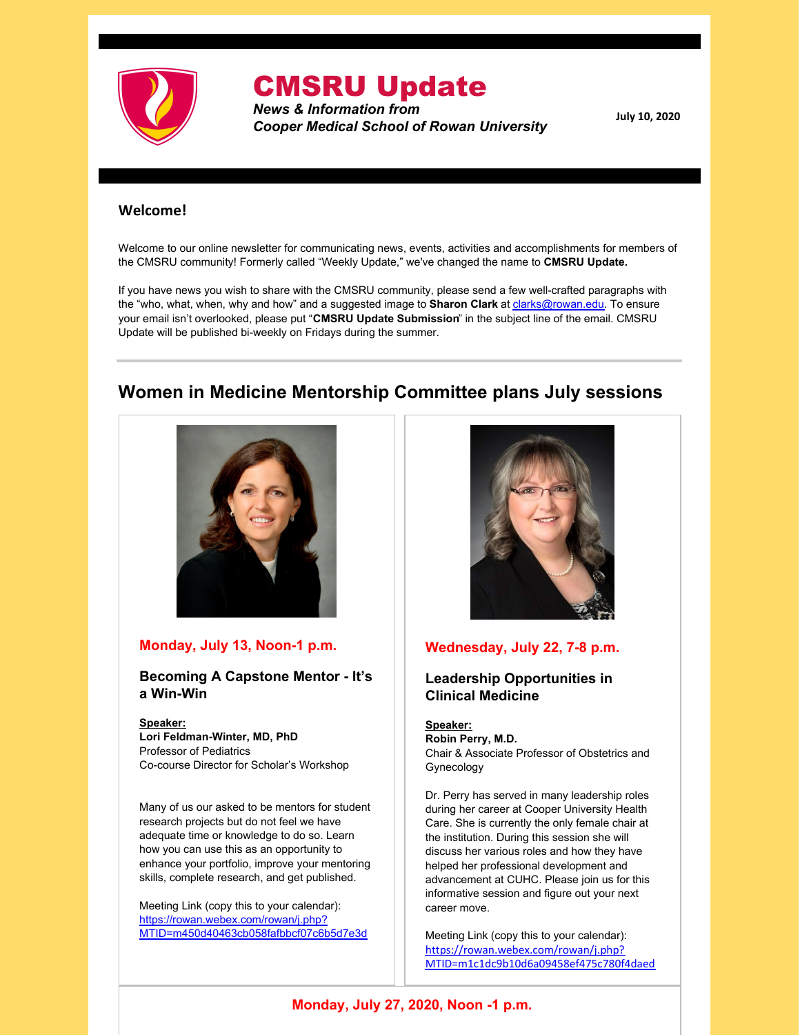# CMSRU Update

***News & Information from Cooper Medical School of Rowan University***

**July 10, 2020**

## Welcome!

Welcome to our online newsletter for communicating news, events, activities and accomplishments for members of the CMSRU community! Formerly called "Weekly Update," we've changed the name to **CMSRU Update.**

If you have news you wish to share with the CMSRU community, please send a few well-crafted paragraphs with the "who, what, when, why and how" and a suggested image to **Sharon Clark** at clarks@rowan.edu. To ensure your email isn't overlooked, please put "**CMSRU Update Submission**" in the subject line of the email. CMSRU Update will be published bi-weekly on Fridays during the summer.

---

## Women in Medicine Mentorship Committee plans July sessions

**Monday, July 13, Noon-1 p.m.**

### Becoming A Capstone Mentor - It's a Win-Win

**Speaker:**
**Lori Feldman-Winter, MD, PhD**
Professor of Pediatrics
Co-course Director for Scholar's Workshop

Many of us our asked to be mentors for student research projects but do not feel we have adequate time or knowledge to do so. Learn how you can use this as an opportunity to enhance your portfolio, improve your mentoring skills, complete research, and get published.

Meeting Link (copy this to your calendar):
https://rowan.webex.com/rowan/j.php?MTID=m450d40463cb058fafbbcf07c6b5d7e3d

**Wednesday, July 22, 7-8 p.m.**

### Leadership Opportunities in Clinical Medicine

**Speaker:**
**Robin Perry, M.D.**
Chair & Associate Professor of Obstetrics and Gynecology

Dr. Perry has served in many leadership roles during her career at Cooper University Health Care. She is currently the only female chair at the institution. During this session she will discuss her various roles and how they have helped her professional development and advancement at CUHC. Please join us for this informative session and figure out your next career move.

Meeting Link (copy this to your calendar):
https://rowan.webex.com/rowan/j.php?MTID=m1c1dc9b10d6a09458ef475c780f4daed

**Monday, July 27, 2020, Noon -1 p.m.**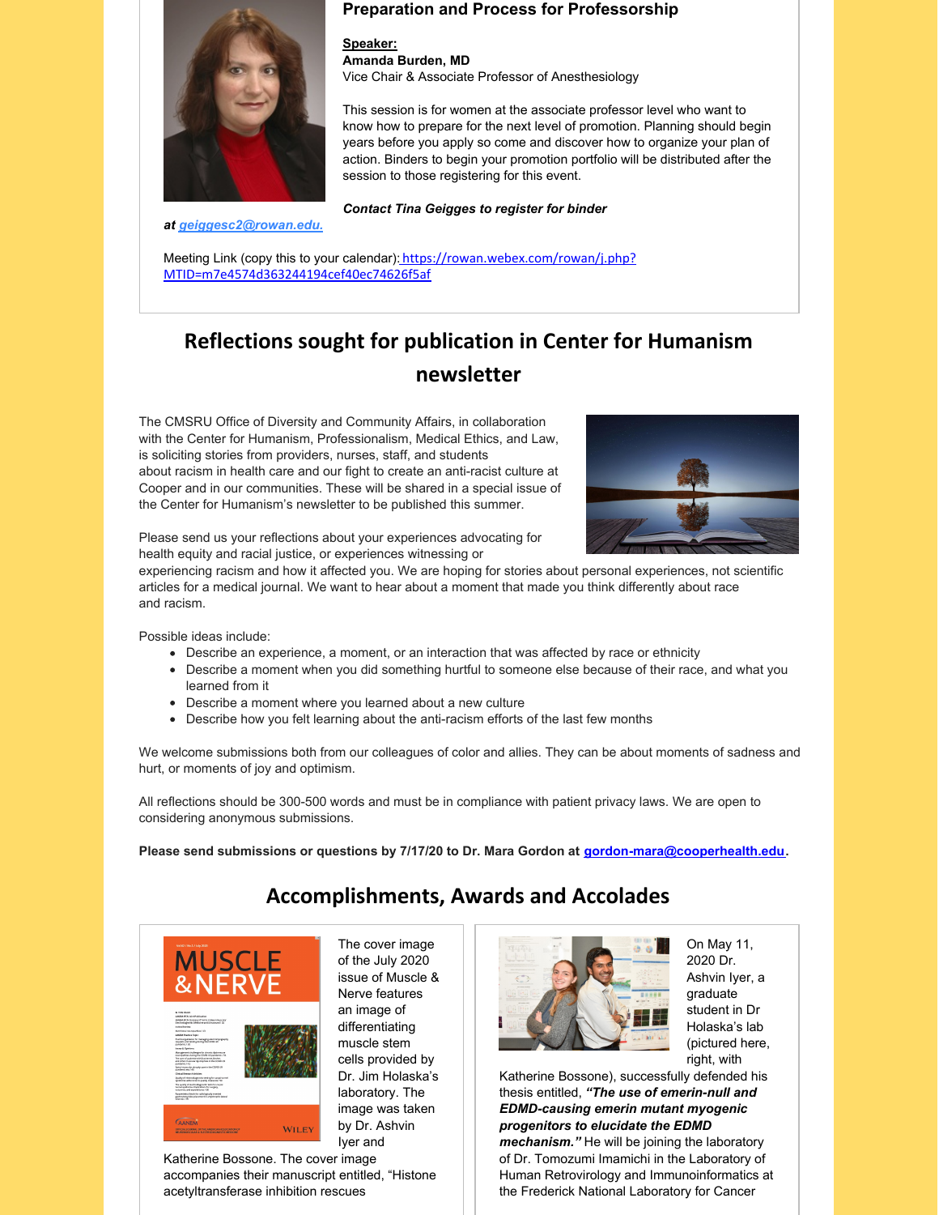### Preparation and Process for Professorship

**Speaker:**
**Amanda Burden, MD**
Vice Chair & Associate Professor of Anesthesiology

This session is for women at the associate professor level who want to know how to prepare for the next level of promotion. Planning should begin years before you apply so come and discover how to organize your plan of action. Binders to begin your promotion portfolio will be distributed after the session to those registering for this event.

***Contact Tina Geigges to register for binder at geiggesc2@rowan.edu.***

Meeting Link (copy this to your calendar): https://rowan.webex.com/rowan/j.php?MTID=m7e4574d363244194cef40ec74626f5af

## Reflections sought for publication in Center for Humanism newsletter

The CMSRU Office of Diversity and Community Affairs, in collaboration with the Center for Humanism, Professionalism, Medical Ethics, and Law, is soliciting stories from providers, nurses, staff, and students about racism in health care and our fight to create an anti-racist culture at Cooper and in our communities. These will be shared in a special issue of the Center for Humanism's newsletter to be published this summer.

Please send us your reflections about your experiences advocating for health equity and racial justice, or experiences witnessing or experiencing racism and how it affected you. We are hoping for stories about personal experiences, not scientific articles for a medical journal. We want to hear about a moment that made you think differently about race and racism.

Possible ideas include:

- Describe an experience, a moment, or an interaction that was affected by race or ethnicity
- Describe a moment when you did something hurtful to someone else because of their race, and what you learned from it
- Describe a moment where you learned about a new culture
- Describe how you felt learning about the anti-racism efforts of the last few months

We welcome submissions both from our colleagues of color and allies. They can be about moments of sadness and hurt, or moments of joy and optimism.

All reflections should be 300-500 words and must be in compliance with patient privacy laws. We are open to considering anonymous submissions.

**Please send submissions or questions by 7/17/20 to Dr. Mara Gordon at gordon-mara@cooperhealth.edu.**

## Accomplishments, Awards and Accolades

The cover image of the July 2020 issue of Muscle & Nerve features an image of differentiating muscle stem cells provided by Dr. Jim Holaska's laboratory. The image was taken by Dr. Ashvin Iyer and Katherine Bossone. The cover image accompanies their manuscript entitled, "Histone acetyltransferase inhibition rescues

On May 11, 2020 Dr. Ashvin Iyer, a graduate student in Dr Holaska's lab (pictured here, right, with Katherine Bossone), successfully defended his thesis entitled, ***"The use of emerin-null and EDMD-causing emerin mutant myogenic progenitors to elucidate the EDMD mechanism."*** He will be joining the laboratory of Dr. Tomozumi Imamichi in the Laboratory of Human Retrovirology and Immunoinformatics at the Frederick National Laboratory for Cancer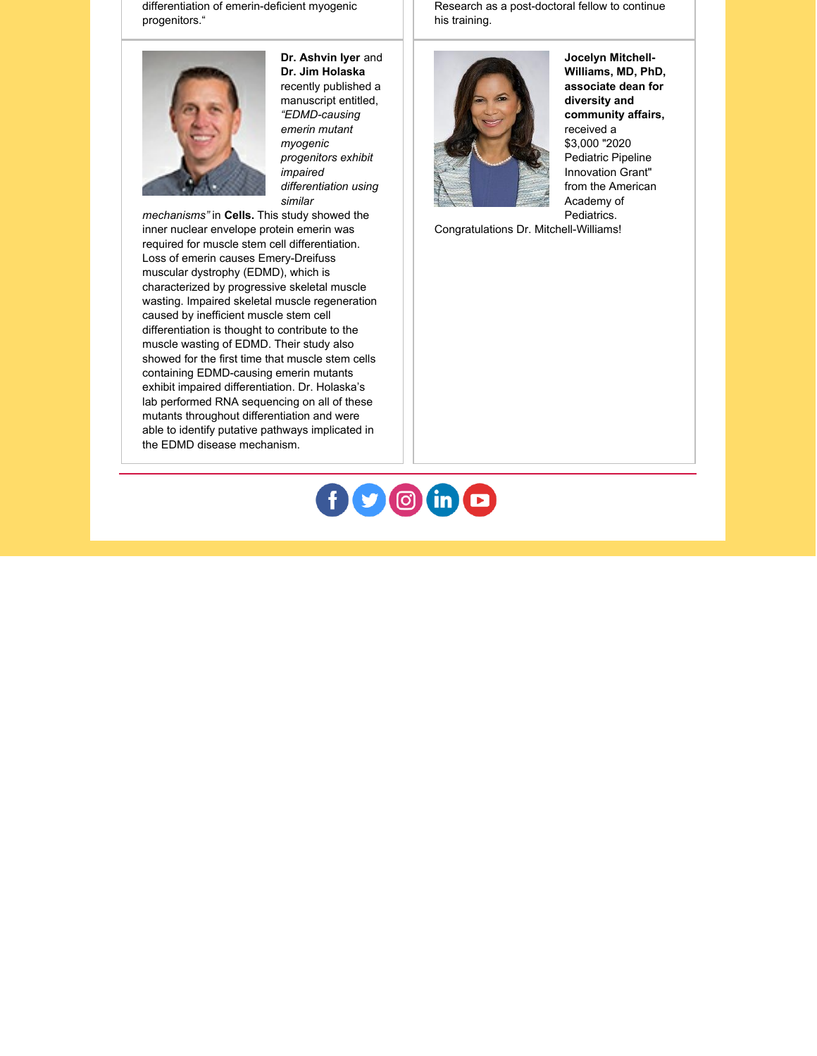differentiation of emerin-deficient myogenic progenitors.“

Research as a post-doctoral fellow to continue his training.

**Dr. Ashvin Iyer** and **Dr. Jim Holaska** recently published a manuscript entitled, *“EDMD-causing emerin mutant myogenic progenitors exhibit impaired differentiation using similar mechanisms”* in **Cells.** This study showed the inner nuclear envelope protein emerin was required for muscle stem cell differentiation. Loss of emerin causes Emery-Dreifuss muscular dystrophy (EDMD), which is characterized by progressive skeletal muscle wasting. Impaired skeletal muscle regeneration caused by inefficient muscle stem cell differentiation is thought to contribute to the muscle wasting of EDMD. Their study also showed for the first time that muscle stem cells containing EDMD-causing emerin mutants exhibit impaired differentiation. Dr. Holaska’s lab performed RNA sequencing on all of these mutants throughout differentiation and were able to identify putative pathways implicated in the EDMD disease mechanism.

**Jocelyn Mitchell-Williams, MD, PhD, associate dean for diversity and community affairs,** received a $3,000 "2020 Pediatric Pipeline Innovation Grant" from the American Academy of Pediatrics. Congratulations Dr. Mitchell-Williams!